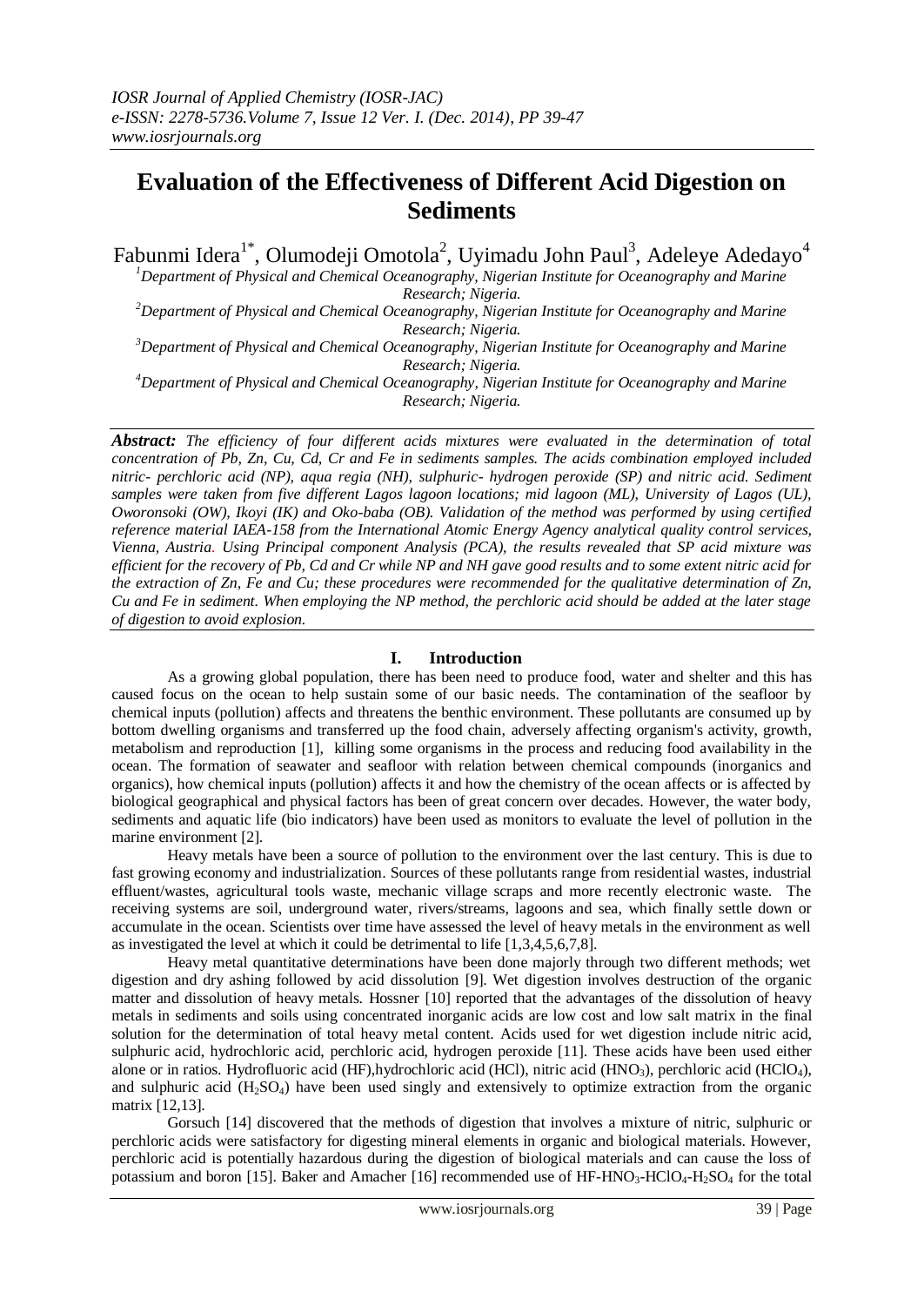# Evaluation of the Effectiveness of Different Acid Digestion on Sediments

Fabunmi Idera[1*], Olumodeji Omotola[2], Uyimadu John Paul[3], Adeleye Adedayo[4]

[1]Department of Physical and Chemical Oceanography, Nigerian Institute for Oceanography and Marine Research; Nigeria.
[2]Department of Physical and Chemical Oceanography, Nigerian Institute for Oceanography and Marine Research; Nigeria.
[3]Department of Physical and Chemical Oceanography, Nigerian Institute for Oceanography and Marine Research; Nigeria.
[4]Department of Physical and Chemical Oceanography, Nigerian Institute for Oceanography and Marine Research; Nigeria.

***Abstract:*** *The efficiency of four different acids mixtures were evaluated in the determination of total concentration of Pb, Zn, Cu, Cd, Cr and Fe in sediments samples. The acids combination employed included nitric- perchloric acid (NP), aqua regia (NH), sulphuric- hydrogen peroxide (SP) and nitric acid. Sediment samples were taken from five different Lagos lagoon locations; mid lagoon (ML), University of Lagos (UL), Oworonsoki (OW), Ikoyi (IK) and Oko-baba (OB). Validation of the method was performed by using certified reference material IAEA-158 from the International Atomic Energy Agency analytical quality control services, Vienna, Austria. Using Principal component Analysis (PCA), the results revealed that SP acid mixture was efficient for the recovery of Pb, Cd and Cr while NP and NH gave good results and to some extent nitric acid for the extraction of Zn, Fe and Cu; these procedures were recommended for the qualitative determination of Zn, Cu and Fe in sediment. When employing the NP method, the perchloric acid should be added at the later stage of digestion to avoid explosion.*

## I. Introduction

As a growing global population, there has been need to produce food, water and shelter and this has caused focus on the ocean to help sustain some of our basic needs. The contamination of the seafloor by chemical inputs (pollution) affects and threatens the benthic environment. These pollutants are consumed up by bottom dwelling organisms and transferred up the food chain, adversely affecting organism's activity, growth, metabolism and reproduction [1], killing some organisms in the process and reducing food availability in the ocean. The formation of seawater and seafloor with relation between chemical compounds (inorganics and organics), how chemical inputs (pollution) affects it and how the chemistry of the ocean affects or is affected by biological geographical and physical factors has been of great concern over decades. However, the water body, sediments and aquatic life (bio indicators) have been used as monitors to evaluate the level of pollution in the marine environment [2].

Heavy metals have been a source of pollution to the environment over the last century. This is due to fast growing economy and industrialization. Sources of these pollutants range from residential wastes, industrial effluent/wastes, agricultural tools waste, mechanic village scraps and more recently electronic waste. The receiving systems are soil, underground water, rivers/streams, lagoons and sea, which finally settle down or accumulate in the ocean. Scientists over time have assessed the level of heavy metals in the environment as well as investigated the level at which it could be detrimental to life [1,3,4,5,6,7,8].

Heavy metal quantitative determinations have been done majorly through two different methods; wet digestion and dry ashing followed by acid dissolution [9]. Wet digestion involves destruction of the organic matter and dissolution of heavy metals. Hossner [10] reported that the advantages of the dissolution of heavy metals in sediments and soils using concentrated inorganic acids are low cost and low salt matrix in the final solution for the determination of total heavy metal content. Acids used for wet digestion include nitric acid, sulphuric acid, hydrochloric acid, perchloric acid, hydrogen peroxide [11]. These acids have been used either alone or in ratios. Hydrofluoric acid (HF),hydrochloric acid (HCl), nitric acid ($HNO_3$), perchloric acid ($HClO_4$), and sulphuric acid ($H_2SO_4$) have been used singly and extensively to optimize extraction from the organic matrix [12,13].

Gorsuch [14] discovered that the methods of digestion that involves a mixture of nitric, sulphuric or perchloric acids were satisfactory for digesting mineral elements in organic and biological materials. However, perchloric acid is potentially hazardous during the digestion of biological materials and can cause the loss of potassium and boron [15]. Baker and Amacher [16] recommended use of $HF$-$HNO_3$-$HClO_4$-$H_2SO_4$ for the total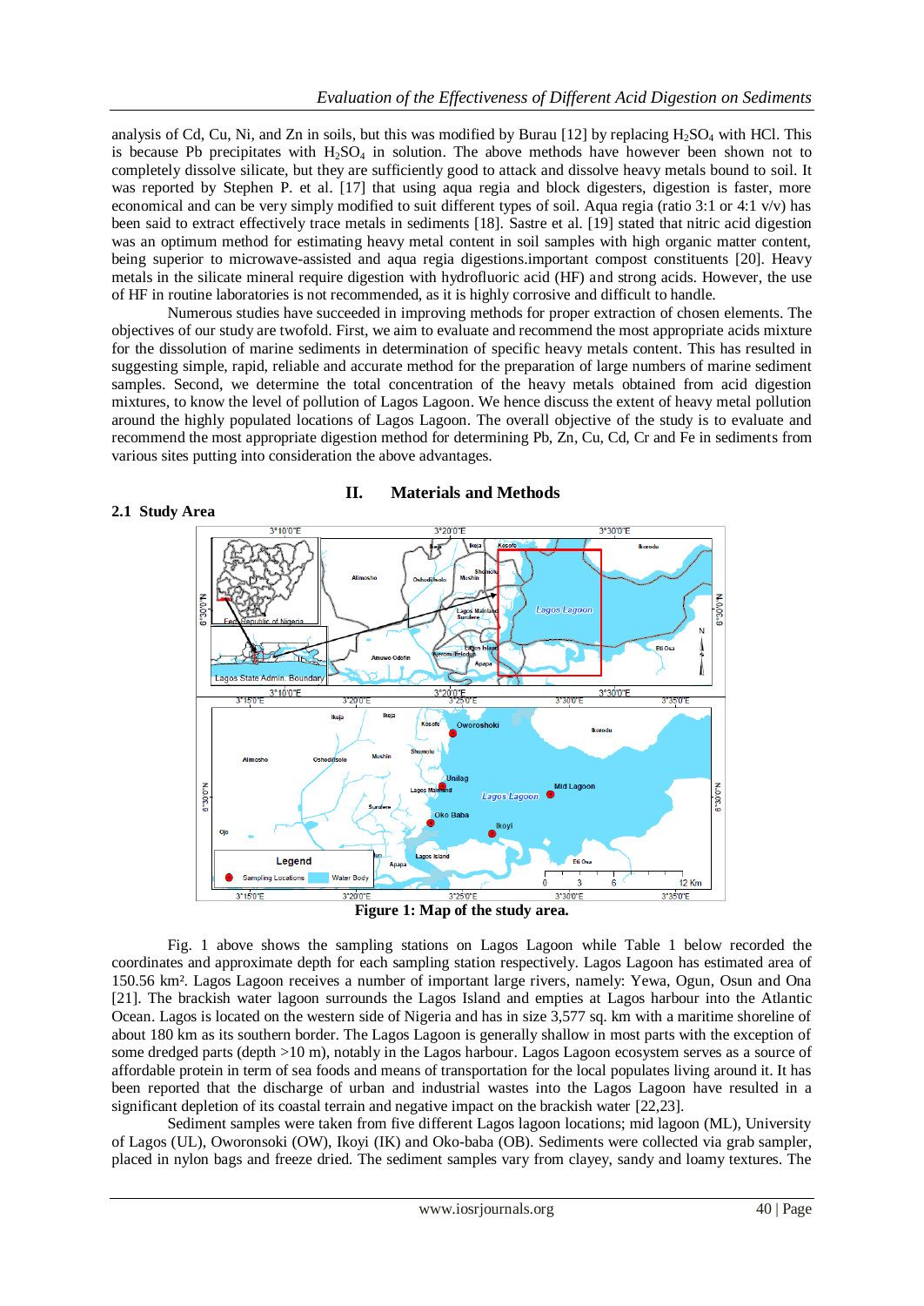analysis of Cd, Cu, Ni, and Zn in soils, but this was modified by Burau [12] by replacing $H_2SO_4$ with HCl. This is because Pb precipitates with $H_2SO_4$ in solution. The above methods have however been shown not to completely dissolve silicate, but they are sufficiently good to attack and dissolve heavy metals bound to soil. It was reported by Stephen P. et al. [17] that using aqua regia and block digesters, digestion is faster, more economical and can be very simply modified to suit different types of soil. Aqua regia (ratio 3:1 or 4:1 v/v) has been said to extract effectively trace metals in sediments [18]. Sastre et al. [19] stated that nitric acid digestion was an optimum method for estimating heavy metal content in soil samples with high organic matter content, being superior to microwave-assisted and aqua regia digestions.important compost constituents [20]. Heavy metals in the silicate mineral require digestion with hydrofluoric acid (HF) and strong acids. However, the use of HF in routine laboratories is not recommended, as it is highly corrosive and difficult to handle.

Numerous studies have succeeded in improving methods for proper extraction of chosen elements. The objectives of our study are twofold. First, we aim to evaluate and recommend the most appropriate acids mixture for the dissolution of marine sediments in determination of specific heavy metals content. This has resulted in suggesting simple, rapid, reliable and accurate method for the preparation of large numbers of marine sediment samples. Second, we determine the total concentration of the heavy metals obtained from acid digestion mixtures, to know the level of pollution of Lagos Lagoon. We hence discuss the extent of heavy metal pollution around the highly populated locations of Lagos Lagoon. The overall objective of the study is to evaluate and recommend the most appropriate digestion method for determining Pb, Zn, Cu, Cd, Cr and Fe in sediments from various sites putting into consideration the above advantages.

# II. Materials and Methods

## 2.1 Study Area

**Figure 1: Map of the study area.**

Fig. 1 above shows the sampling stations on Lagos Lagoon while Table 1 below recorded the coordinates and approximate depth for each sampling station respectively. Lagos Lagoon has estimated area of 150.56 km². Lagos Lagoon receives a number of important large rivers, namely: Yewa, Ogun, Osun and Ona [21]. The brackish water lagoon surrounds the Lagos Island and empties at Lagos harbour into the Atlantic Ocean. Lagos is located on the western side of Nigeria and has in size 3,577 sq. km with a maritime shoreline of about 180 km as its southern border. The Lagos Lagoon is generally shallow in most parts with the exception of some dredged parts (depth >10 m), notably in the Lagos harbour. Lagos Lagoon ecosystem serves as a source of affordable protein in term of sea foods and means of transportation for the local populates living around it. It has been reported that the discharge of urban and industrial wastes into the Lagos Lagoon have resulted in a significant depletion of its coastal terrain and negative impact on the brackish water [22,23].

Sediment samples were taken from five different Lagos lagoon locations; mid lagoon (ML), University of Lagos (UL), Oworonsoki (OW), Ikoyi (IK) and Oko-baba (OB). Sediments were collected via grab sampler, placed in nylon bags and freeze dried. The sediment samples vary from clayey, sandy and loamy textures. The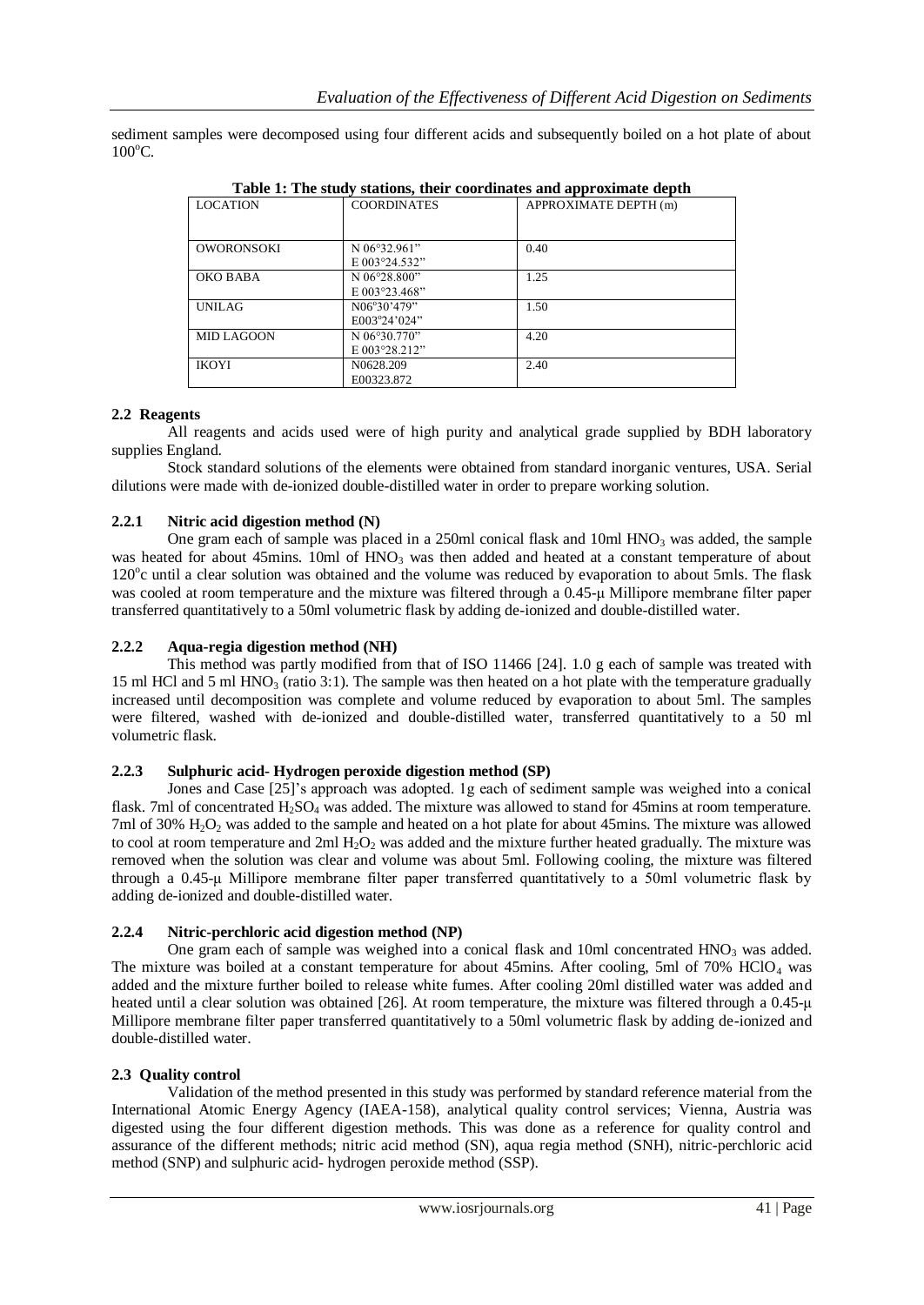sediment samples were decomposed using four different acids and subsequently boiled on a hot plate of about 100°C.

**Table 1: The study stations, their coordinates and approximate depth**

| LOCATION | COORDINATES | APPROXIMATE DEPTH (m) |
|---|---|---|
| OWORONSOKI | N 06°32.961" E 003°24.532" | 0.40 |
| OKO BABA | N 06°28.800" E 003°23.468" | 1.25 |
| UNILAG | N06°30'479" E003°24'024" | 1.50 |
| MID LAGOON | N 06°30.770" E 003°28.212" | 4.20 |
| IKOYI | N0628.209 E00323.872 | 2.40 |

## 2.2 Reagents

All reagents and acids used were of high purity and analytical grade supplied by BDH laboratory supplies England.

Stock standard solutions of the elements were obtained from standard inorganic ventures, USA. Serial dilutions were made with de-ionized double-distilled water in order to prepare working solution.

### 2.2.1 Nitric acid digestion method (N)

One gram each of sample was placed in a 250ml conical flask and 10ml $HNO_3$ was added, the sample was heated for about 45mins. 10ml of $HNO_3$ was then added and heated at a constant temperature of about 120°c until a clear solution was obtained and the volume was reduced by evaporation to about 5mls. The flask was cooled at room temperature and the mixture was filtered through a 0.45-μ Millipore membrane filter paper transferred quantitatively to a 50ml volumetric flask by adding de-ionized and double-distilled water.

### 2.2.2 Aqua-regia digestion method (NH)

This method was partly modified from that of ISO 11466 [24]. 1.0 g each of sample was treated with 15 ml HCl and 5 ml $HNO_3$ (ratio 3:1). The sample was then heated on a hot plate with the temperature gradually increased until decomposition was complete and volume reduced by evaporation to about 5ml. The samples were filtered, washed with de-ionized and double-distilled water, transferred quantitatively to a 50 ml volumetric flask.

### 2.2.3 Sulphuric acid- Hydrogen peroxide digestion method (SP)

Jones and Case [25]'s approach was adopted. 1g each of sediment sample was weighed into a conical flask. 7ml of concentrated $H_2SO_4$ was added. The mixture was allowed to stand for 45mins at room temperature. 7ml of 30% $H_2O_2$ was added to the sample and heated on a hot plate for about 45mins. The mixture was allowed to cool at room temperature and 2ml $H_2O_2$ was added and the mixture further heated gradually. The mixture was removed when the solution was clear and volume was about 5ml. Following cooling, the mixture was filtered through a 0.45-μ Millipore membrane filter paper transferred quantitatively to a 50ml volumetric flask by adding de-ionized and double-distilled water.

### 2.2.4 Nitric-perchloric acid digestion method (NP)

One gram each of sample was weighed into a conical flask and 10ml concentrated $HNO_3$ was added. The mixture was boiled at a constant temperature for about 45mins. After cooling, 5ml of 70% $HClO_4$ was added and the mixture further boiled to release white fumes. After cooling 20ml distilled water was added and heated until a clear solution was obtained [26]. At room temperature, the mixture was filtered through a 0.45-μ Millipore membrane filter paper transferred quantitatively to a 50ml volumetric flask by adding de-ionized and double-distilled water.

## 2.3 Quality control

Validation of the method presented in this study was performed by standard reference material from the International Atomic Energy Agency (IAEA-158), analytical quality control services; Vienna, Austria was digested using the four different digestion methods. This was done as a reference for quality control and assurance of the different methods; nitric acid method (SN), aqua regia method (SNH), nitric-perchloric acid method (SNP) and sulphuric acid- hydrogen peroxide method (SSP).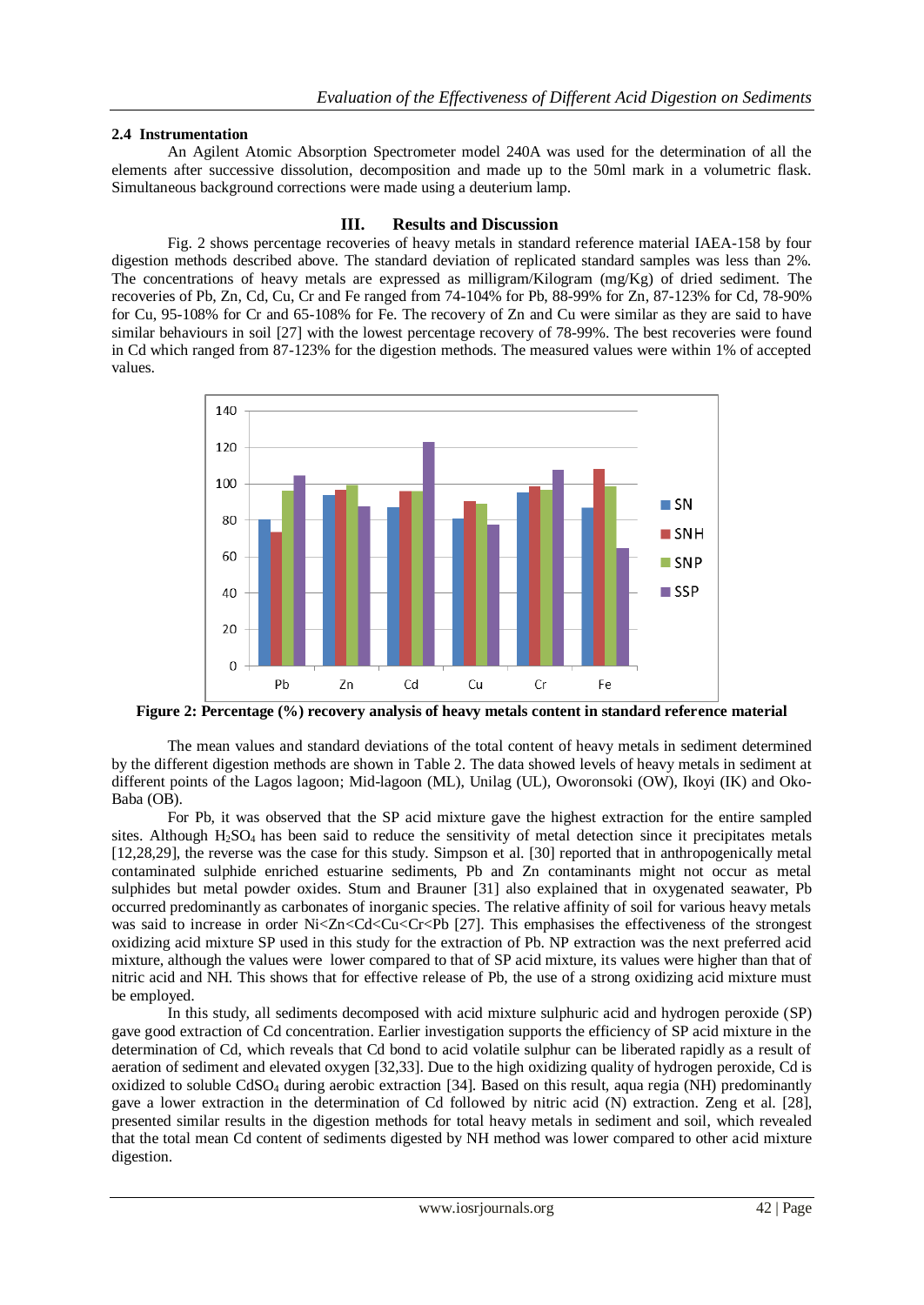### 2.4 Instrumentation

An Agilent Atomic Absorption Spectrometer model 240A was used for the determination of all the elements after successive dissolution, decomposition and made up to the 50ml mark in a volumetric flask. Simultaneous background corrections were made using a deuterium lamp.

## III. Results and Discussion

Fig. 2 shows percentage recoveries of heavy metals in standard reference material IAEA-158 by four digestion methods described above. The standard deviation of replicated standard samples was less than 2%. The concentrations of heavy metals are expressed as milligram/Kilogram (mg/Kg) of dried sediment. The recoveries of Pb, Zn, Cd, Cu, Cr and Fe ranged from 74-104% for Pb, 88-99% for Zn, 87-123% for Cd, 78-90% for Cu, 95-108% for Cr and 65-108% for Fe. The recovery of Zn and Cu were similar as they are said to have similar behaviours in soil [27] with the lowest percentage recovery of 78-99%. The best recoveries were found in Cd which ranged from 87-123% for the digestion methods. The measured values were within 1% of accepted values.

**Figure 2: Percentage (%) recovery analysis of heavy metals content in standard reference material**

The mean values and standard deviations of the total content of heavy metals in sediment determined by the different digestion methods are shown in Table 2. The data showed levels of heavy metals in sediment at different points of the Lagos lagoon; Mid-lagoon (ML), Unilag (UL), Oworonsoki (OW), Ikoyi (IK) and Oko-Baba (OB).

For Pb, it was observed that the SP acid mixture gave the highest extraction for the entire sampled sites. Although $H_2SO_4$ has been said to reduce the sensitivity of metal detection since it precipitates metals [12,28,29], the reverse was the case for this study. Simpson et al. [30] reported that in anthropogenically metal contaminated sulphide enriched estuarine sediments, Pb and Zn contaminants might not occur as metal sulphides but metal powder oxides. Stum and Brauner [31] also explained that in oxygenated seawater, Pb occurred predominantly as carbonates of inorganic species. The relative affinity of soil for various heavy metals was said to increase in order Ni<Zn<Cd<Cu<Cr<Pb [27]. This emphasises the effectiveness of the strongest oxidizing acid mixture SP used in this study for the extraction of Pb. NP extraction was the next preferred acid mixture, although the values were lower compared to that of SP acid mixture, its values were higher than that of nitric acid and NH. This shows that for effective release of Pb, the use of a strong oxidizing acid mixture must be employed.

In this study, all sediments decomposed with acid mixture sulphuric acid and hydrogen peroxide (SP) gave good extraction of Cd concentration. Earlier investigation supports the efficiency of SP acid mixture in the determination of Cd, which reveals that Cd bond to acid volatile sulphur can be liberated rapidly as a result of aeration of sediment and elevated oxygen [32,33]. Due to the high oxidizing quality of hydrogen peroxide, Cd is oxidized to soluble $CdSO_4$ during aerobic extraction [34]. Based on this result, aqua regia (NH) predominantly gave a lower extraction in the determination of Cd followed by nitric acid (N) extraction. Zeng et al. [28], presented similar results in the digestion methods for total heavy metals in sediment and soil, which revealed that the total mean Cd content of sediments digested by NH method was lower compared to other acid mixture digestion.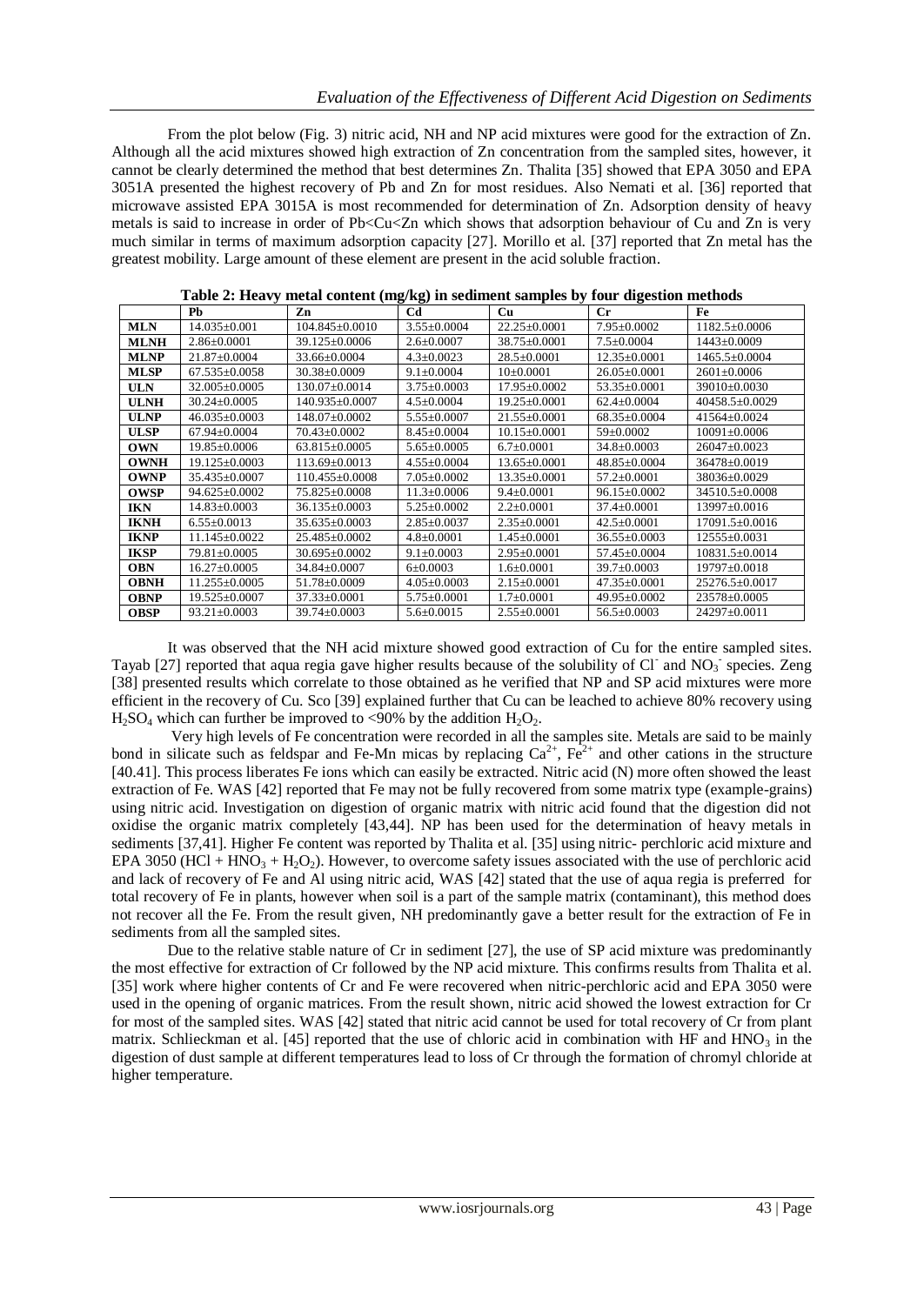From the plot below (Fig. 3) nitric acid, NH and NP acid mixtures were good for the extraction of Zn. Although all the acid mixtures showed high extraction of Zn concentration from the sampled sites, however, it cannot be clearly determined the method that best determines Zn. Thalita [35] showed that EPA 3050 and EPA 3051A presented the highest recovery of Pb and Zn for most residues. Also Nemati et al. [36] reported that microwave assisted EPA 3015A is most recommended for determination of Zn. Adsorption density of heavy metals is said to increase in order of Pb<Cu<Zn which shows that adsorption behaviour of Cu and Zn is very much similar in terms of maximum adsorption capacity [27]. Morillo et al. [37] reported that Zn metal has the greatest mobility. Large amount of these element are present in the acid soluble fraction.

**Table 2: Heavy metal content (mg/kg) in sediment samples by four digestion methods**

| | Pb | Zn | Cd | Cu | Cr | Fe |
|---|---|---|---|---|---|---|
| **MLN** | 14.035±0.001 | 104.845±0.0010 | 3.55±0.0004 | 22.25±0.0001 | 7.95±0.0002 | 1182.5±0.0006 |
| **MLNH** | 2.86±0.0001 | 39.125±0.0006 | 2.6±0.0007 | 38.75±0.0001 | 7.5±0.0004 | 1443±0.0009 |
| **MLNP** | 21.87±0.0004 | 33.66±0.0004 | 4.3±0.0023 | 28.5±0.0001 | 12.35±0.0001 | 1465.5±0.0004 |
| **MLSP** | 67.535±0.0058 | 30.38±0.0009 | 9.1±0.0004 | 10±0.0001 | 26.05±0.0001 | 2601±0.0006 |
| **ULN** | 32.005±0.0005 | 130.07±0.0014 | 3.75±0.0003 | 17.95±0.0002 | 53.35±0.0001 | 39010±0.0030 |
| **ULNH** | 30.24±0.0005 | 140.935±0.0007 | 4.5±0.0004 | 19.25±0.0001 | 62.4±0.0004 | 40458.5±0.0029 |
| **ULNP** | 46.035±0.0003 | 148.07±0.0002 | 5.55±0.0007 | 21.55±0.0001 | 68.35±0.0004 | 41564±0.0024 |
| **ULSP** | 67.94±0.0004 | 70.43±0.0002 | 8.45±0.0004 | 10.15±0.0001 | 59±0.0002 | 10091±0.0006 |
| **OWN** | 19.85±0.0006 | 63.815±0.0005 | 5.65±0.0005 | 6.7±0.0001 | 34.8±0.0003 | 26047±0.0023 |
| **OWNH** | 19.125±0.0003 | 113.69±0.0013 | 4.55±0.0004 | 13.65±0.0001 | 48.85±0.0004 | 36478±0.0019 |
| **OWNP** | 35.435±0.0007 | 110.455±0.0008 | 7.05±0.0002 | 13.35±0.0001 | 57.2±0.0001 | 38036±0.0029 |
| **OWSP** | 94.625±0.0002 | 75.825±0.0008 | 11.3±0.0006 | 9.4±0.0001 | 96.15±0.0002 | 34510.5±0.0008 |
| **IKN** | 14.83±0.0003 | 36.135±0.0003 | 5.25±0.0002 | 2.2±0.0001 | 37.4±0.0001 | 13997±0.0016 |
| **IKNH** | 6.55±0.0013 | 35.635±0.0003 | 2.85±0.0037 | 2.35±0.0001 | 42.5±0.0001 | 17091.5±0.0016 |
| **IKNP** | 11.145±0.0022 | 25.485±0.0002 | 4.8±0.0001 | 1.45±0.0001 | 36.55±0.0003 | 12555±0.0031 |
| **IKSP** | 79.81±0.0005 | 30.695±0.0002 | 9.1±0.0003 | 2.95±0.0001 | 57.45±0.0004 | 10831.5±0.0014 |
| **OBN** | 16.27±0.0005 | 34.84±0.0007 | 6±0.0003 | 1.6±0.0001 | 39.7±0.0003 | 19797±0.0018 |
| **OBNH** | 11.255±0.0005 | 51.78±0.0009 | 4.05±0.0003 | 2.15±0.0001 | 47.35±0.0001 | 25276.5±0.0017 |
| **OBNP** | 19.525±0.0007 | 37.33±0.0001 | 5.75±0.0001 | 1.7±0.0001 | 49.95±0.0002 | 23578±0.0005 |
| **OBSP** | 93.21±0.0003 | 39.74±0.0003 | 5.6±0.0015 | 2.55±0.0001 | 56.5±0.0003 | 24297±0.0011 |

It was observed that the NH acid mixture showed good extraction of Cu for the entire sampled sites. Tayab [27] reported that aqua regia gave higher results because of the solubility of $Cl^-$ and $NO_3^-$ species. Zeng [38] presented results which correlate to those obtained as he verified that NP and SP acid mixtures were more efficient in the recovery of Cu. Sco [39] explained further that Cu can be leached to achieve 80% recovery using $H_2SO_4$ which can further be improved to <90% by the addition $H_2O_2$.

Very high levels of Fe concentration were recorded in all the samples site. Metals are said to be mainly bond in silicate such as feldspar and Fe-Mn micas by replacing $Ca^{2+}$, $Fe^{2+}$ and other cations in the structure [40.41]. This process liberates Fe ions which can easily be extracted. Nitric acid (N) more often showed the least extraction of Fe. WAS [42] reported that Fe may not be fully recovered from some matrix type (example-grains) using nitric acid. Investigation on digestion of organic matrix with nitric acid found that the digestion did not oxidise the organic matrix completely [43,44]. NP has been used for the determination of heavy metals in sediments [37,41]. Higher Fe content was reported by Thalita et al. [35] using nitric- perchloric acid mixture and EPA 3050 ($HCl + HNO_3 + H_2O_2$). However, to overcome safety issues associated with the use of perchloric acid and lack of recovery of Fe and Al using nitric acid, WAS [42] stated that the use of aqua regia is preferred for total recovery of Fe in plants, however when soil is a part of the sample matrix (contaminant), this method does not recover all the Fe. From the result given, NH predominantly gave a better result for the extraction of Fe in sediments from all the sampled sites.

Due to the relative stable nature of Cr in sediment [27], the use of SP acid mixture was predominantly the most effective for extraction of Cr followed by the NP acid mixture. This confirms results from Thalita et al. [35] work where higher contents of Cr and Fe were recovered when nitric-perchloric acid and EPA 3050 were used in the opening of organic matrices. From the result shown, nitric acid showed the lowest extraction for Cr for most of the sampled sites. WAS [42] stated that nitric acid cannot be used for total recovery of Cr from plant matrix. Schlieckman et al. [45] reported that the use of chloric acid in combination with HF and $HNO_3$ in the digestion of dust sample at different temperatures lead to loss of Cr through the formation of chromyl chloride at higher temperature.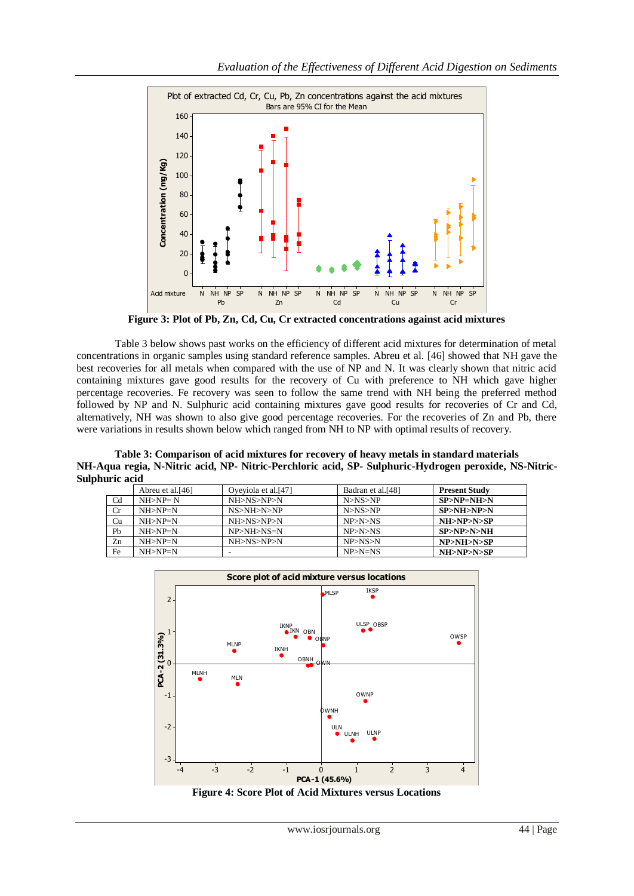Figure 3: Plot of Pb, Zn, Cd, Cu, Cr extracted concentrations against acid mixtures

Table 3 below shows past works on the efficiency of different acid mixtures for determination of metal concentrations in organic samples using standard reference samples. Abreu et al. [46] showed that NH gave the best recoveries for all metals when compared with the use of NP and N. It was clearly shown that nitric acid containing mixtures gave good results for the recovery of Cu with preference to NH which gave higher percentage recoveries. Fe recovery was seen to follow the same trend with NH being the preferred method followed by NP and N. Sulphuric acid containing mixtures gave good results for recoveries of Cr and Cd, alternatively, NH was shown to also give good percentage recoveries. For the recoveries of Zn and Pb, there were variations in results shown below which ranged from NH to NP with optimal results of recovery.

**Table 3: Comparison of acid mixtures for recovery of heavy metals in standard materials**
**NH-Aqua regia, N-Nitric acid, NP- Nitric-Perchloric acid, SP- Sulphuric-Hydrogen peroxide, NS-Nitric-Sulphuric acid**

| | Abreu et al.[46] | Oyeyiola et al.[47] | Badran et al.[48] | **Present Study** |
|---|---|---|---|---|
| Cd | NH>NP= N | NH>NS>NP>N | N>NS>NP | **SP>NP=NH>N** |
| Cr | NH>NP=N | NS>NH>N>NP | N>NS>NP | **SP>NH>NP>N** |
| Cu | NH>NP=N | NH>NS>NP>N | NP>N>NS | **NH>NP>N>SP** |
| Pb | NH>NP=N | NP>NH>NS=N | NP>N>NS | **SP>NP>N>NH** |
| Zn | NH>NP=N | NH>NS>NP>N | NP>NS>N | **NP>NH>N>SP** |
| Fe | NH>NP=N | - | NP>N=NS | **NH>NP>N>SP** |

Figure 4: Score Plot of Acid Mixtures versus Locations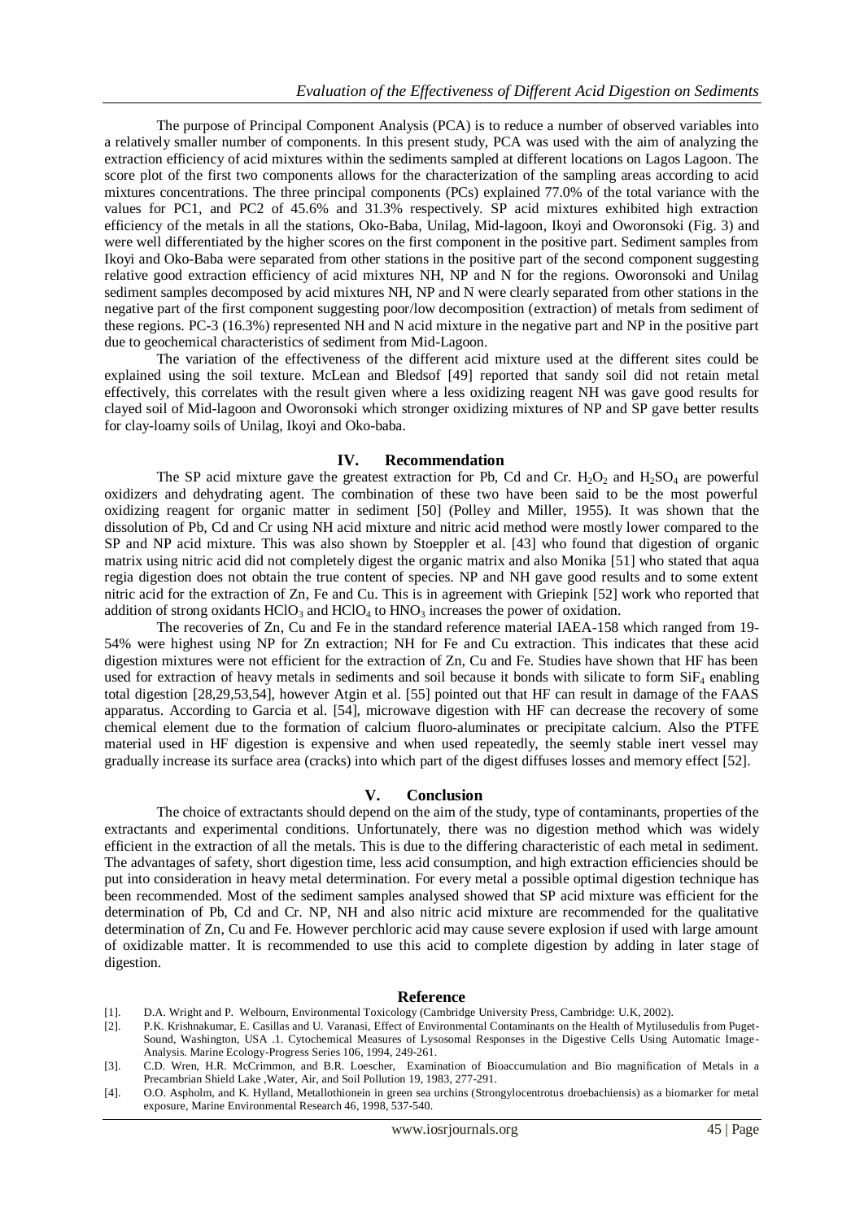The purpose of Principal Component Analysis (PCA) is to reduce a number of observed variables into a relatively smaller number of components. In this present study, PCA was used with the aim of analyzing the extraction efficiency of acid mixtures within the sediments sampled at different locations on Lagos Lagoon. The score plot of the first two components allows for the characterization of the sampling areas according to acid mixtures concentrations. The three principal components (PCs) explained 77.0% of the total variance with the values for PC1, and PC2 of 45.6% and 31.3% respectively. SP acid mixtures exhibited high extraction efficiency of the metals in all the stations, Oko-Baba, Unilag, Mid-lagoon, Ikoyi and Oworonsoki (Fig. 3) and were well differentiated by the higher scores on the first component in the positive part. Sediment samples from Ikoyi and Oko-Baba were separated from other stations in the positive part of the second component suggesting relative good extraction efficiency of acid mixtures NH, NP and N for the regions. Oworonsoki and Unilag sediment samples decomposed by acid mixtures NH, NP and N were clearly separated from other stations in the negative part of the first component suggesting poor/low decomposition (extraction) of metals from sediment of these regions. PC-3 (16.3%) represented NH and N acid mixture in the negative part and NP in the positive part due to geochemical characteristics of sediment from Mid-Lagoon.

The variation of the effectiveness of the different acid mixture used at the different sites could be explained using the soil texture. McLean and Bledsof [49] reported that sandy soil did not retain metal effectively, this correlates with the result given where a less oxidizing reagent NH was gave good results for clayed soil of Mid-lagoon and Oworonsoki which stronger oxidizing mixtures of NP and SP gave better results for clay-loamy soils of Unilag, Ikoyi and Oko-baba.

## IV. Recommendation

The SP acid mixture gave the greatest extraction for Pb, Cd and Cr. $H_2O_2$ and $H_2SO_4$ are powerful oxidizers and dehydrating agent. The combination of these two have been said to be the most powerful oxidizing reagent for organic matter in sediment [50] (Polley and Miller, 1955). It was shown that the dissolution of Pb, Cd and Cr using NH acid mixture and nitric acid method were mostly lower compared to the SP and NP acid mixture. This was also shown by Stoeppler et al. [43] who found that digestion of organic matrix using nitric acid did not completely digest the organic matrix and also Monika [51] who stated that aqua regia digestion does not obtain the true content of species. NP and NH gave good results and to some extent nitric acid for the extraction of Zn, Fe and Cu. This is in agreement with Griepink [52] work who reported that addition of strong oxidants $HClO_3$ and $HClO_4$ to $HNO_3$ increases the power of oxidation.

The recoveries of Zn, Cu and Fe in the standard reference material IAEA-158 which ranged from 19-54% were highest using NP for Zn extraction; NH for Fe and Cu extraction. This indicates that these acid digestion mixtures were not efficient for the extraction of Zn, Cu and Fe. Studies have shown that HF has been used for extraction of heavy metals in sediments and soil because it bonds with silicate to form $SiF_4$ enabling total digestion [28,29,53,54], however Atgin et al. [55] pointed out that HF can result in damage of the FAAS apparatus. According to Garcia et al. [54], microwave digestion with HF can decrease the recovery of some chemical element due to the formation of calcium fluoro-aluminates or precipitate calcium. Also the PTFE material used in HF digestion is expensive and when used repeatedly, the seemly stable inert vessel may gradually increase its surface area (cracks) into which part of the digest diffuses losses and memory effect [52].

## V. Conclusion

The choice of extractants should depend on the aim of the study, type of contaminants, properties of the extractants and experimental conditions. Unfortunately, there was no digestion method which was widely efficient in the extraction of all the metals. This is due to the differing characteristic of each metal in sediment. The advantages of safety, short digestion time, less acid consumption, and high extraction efficiencies should be put into consideration in heavy metal determination. For every metal a possible optimal digestion technique has been recommended. Most of the sediment samples analysed showed that SP acid mixture was efficient for the determination of Pb, Cd and Cr. NP, NH and also nitric acid mixture are recommended for the qualitative determination of Zn, Cu and Fe. However perchloric acid may cause severe explosion if used with large amount of oxidizable matter. It is recommended to use this acid to complete digestion by adding in later stage of digestion.

## Reference

[1]. D.A. Wright and P. Welbourn, Environmental Toxicology (Cambridge University Press, Cambridge: U.K, 2002).

[2]. P.K. Krishnakumar, E. Casillas and U. Varanasi, Effect of Environmental Contaminants on the Health of Mytilusedulis from Puget-Sound, Washington, USA .1. Cytochemical Measures of Lysosomal Responses in the Digestive Cells Using Automatic Image-Analysis. Marine Ecology-Progress Series 106, 1994, 249-261.

[3]. C.D. Wren, H.R. McCrimmon, and B.R. Loescher, Examination of Bioaccumulation and Bio magnification of Metals in a Precambrian Shield Lake ,Water, Air, and Soil Pollution 19, 1983, 277-291.

[4]. O.O. Aspholm, and K. Hylland, Metallothionein in green sea urchins (Strongylocentrotus droebachiensis) as a biomarker for metal exposure, Marine Environmental Research 46, 1998, 537-540.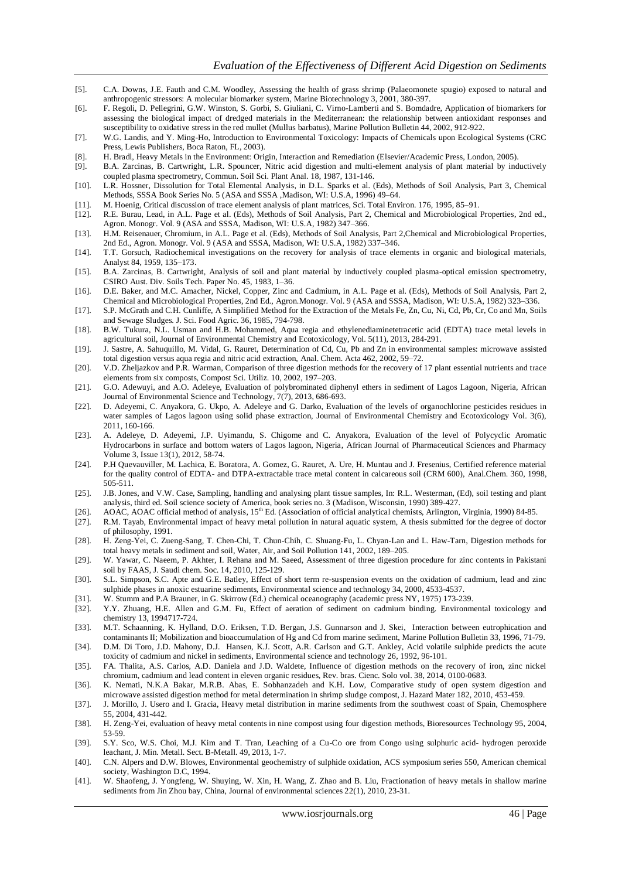[5]. C.A. Downs, J.E. Fauth and C.M. Woodley, Assessing the health of grass shrimp (Palaeomonete spugio) exposed to natural and anthropogenic stressors: A molecular biomarker system, Marine Biotechnology 3, 2001, 380-397.

[6]. F. Regoli, D. Pellegrini, G.W. Winston, S. Gorbi, S. Giuliani, C. Virno-Lamberti and S. Bomdadre, Application of biomarkers for assessing the biological impact of dredged materials in the Mediterranean: the relationship between antioxidant responses and susceptibility to oxidative stress in the red mullet (Mullus barbatus), Marine Pollution Bulletin 44, 2002, 912-922.

[7]. W.G. Landis, and Y. Ming-Ho, Introduction to Environmental Toxicology: Impacts of Chemicals upon Ecological Systems (CRC Press, Lewis Publishers, Boca Raton, FL, 2003).

[8]. H. Bradl, Heavy Metals in the Environment: Origin, Interaction and Remediation (Elsevier/Academic Press, London, 2005).

[9]. B.A. Zarcinas, B. Cartwright, L.R. Spouncer, Nitric acid digestion and multi-element analysis of plant material by inductively coupled plasma spectrometry, Commun. Soil Sci. Plant Anal. 18, 1987, 131-146.

[10]. L.R. Hossner, Dissolution for Total Elemental Analysis, in D.L. Sparks et al. (Eds), Methods of Soil Analysis, Part 3, Chemical Methods, SSSA Book Series No. 5 (ASA and SSSA ,Madison, WI: U.S.A, 1996) 49–64.

[11]. M. Hoenig, Critical discussion of trace element analysis of plant matrices, Sci. Total Environ. 176, 1995, 85–91.

[12]. R.E. Burau, Lead, in A.L. Page et al. (Eds), Methods of Soil Analysis, Part 2, Chemical and Microbiological Properties, 2nd ed., Agron. Monogr. Vol. 9 (ASA and SSSA, Madison, WI: U.S.A, 1982) 347–366.

[13]. H.M. Reisenauer, Chromium, in A.L. Page et al. (Eds), Methods of Soil Analysis, Part 2,Chemical and Microbiological Properties, 2nd Ed., Agron. Monogr. Vol. 9 (ASA and SSSA, Madison, WI: U.S.A, 1982) 337–346.

[14]. T.T. Gorsuch, Radiochemical investigations on the recovery for analysis of trace elements in organic and biological materials, Analyst 84, 1959, 135–173.

[15]. B.A. Zarcinas, B. Cartwright, Analysis of soil and plant material by inductively coupled plasma-optical emission spectrometry, CSIRO Aust. Div. Soils Tech. Paper No. 45, 1983, 1–36.

[16]. D.E. Baker, and M.C. Amacher, Nickel, Copper, Zinc and Cadmium, in A.L. Page et al. (Eds), Methods of Soil Analysis, Part 2, Chemical and Microbiological Properties, 2nd Ed., Agron.Monogr. Vol. 9 (ASA and SSSA, Madison, WI: U.S.A, 1982) 323–336.

[17]. S.P. McGrath and C.H. Cunliffe, A Simplified Method for the Extraction of the Metals Fe, Zn, Cu, Ni, Cd, Pb, Cr, Co and Mn, Soils and Sewage Sludges. J. Sci. Food Agric. 36, 1985, 794-798.

[18]. B.W. Tukura, N.L. Usman and H.B. Mohammed, Aqua regia and ethylenediaminetetracetic acid (EDTA) trace metal levels in agricultural soil, Journal of Environmental Chemistry and Ecotoxicology, Vol. 5(11), 2013, 284-291.

[19]. J. Sastre, A. Sahuquillo, M. Vidal, G. Rauret, Determination of Cd, Cu, Pb and Zn in environmental samples: microwave assisted total digestion versus aqua regia and nitric acid extraction, Anal. Chem. Acta 462, 2002, 59–72.

[20]. V.D. Zheljazkov and P.R. Warman, Comparison of three digestion methods for the recovery of 17 plant essential nutrients and trace elements from six composts, Compost Sci. Utiliz. 10, 2002, 197–203.

[21]. G.O. Adewuyi, and A.O. Adeleye, Evaluation of polybrominated diphenyl ethers in sediment of Lagos Lagoon, Nigeria, African Journal of Environmental Science and Technology, 7(7), 2013, 686-693.

[22]. D. Adeyemi, C. Anyakora, G. Ukpo, A. Adeleye and G. Darko, Evaluation of the levels of organochlorine pesticides residues in water samples of Lagos lagoon using solid phase extraction, Journal of Environmental Chemistry and Ecotoxicology Vol. 3(6), 2011, 160-166.

[23]. A. Adeleye, D. Adeyemi, J.P. Uyimandu, S. Chigome and C. Anyakora, Evaluation of the level of Polycyclic Aromatic Hydrocarbons in surface and bottom waters of Lagos lagoon, Nigeria, African Journal of Pharmaceutical Sciences and Pharmacy Volume 3, Issue 13(1), 2012, 58-74.

[24]. P.H Quevauviller, M. Lachica, E. Boratora, A. Gomez, G. Rauret, A. Ure, H. Muntau and J. Fresenius, Certified reference material for the quality control of EDTA- and DTPA-extractable trace metal content in calcareous soil (CRM 600), Anal.Chem. 360, 1998, 505-511.

[25]. J.B. Jones, and V.W. Case, Sampling, handling and analysing plant tissue samples, In: R.L. Westerman, (Ed), soil testing and plant analysis, third ed. Soil science society of America, book series no. 3 (Madison, Wisconsin, 1990) 389-427.

[26]. AOAC, AOAC official method of analysis, 15th Ed. (Association of official analytical chemists, Arlington, Virginia, 1990) 84-85.

[27]. R.M. Tayab, Environmental impact of heavy metal pollution in natural aquatic system, A thesis submitted for the degree of doctor of philosophy, 1991.

[28]. H. Zeng-Yei, C. Zueng-Sang, T. Chen-Chi, T. Chun-Chih, C. Shuang-Fu, L. Chyan-Lan and L. Haw-Tarn, Digestion methods for total heavy metals in sediment and soil, Water, Air, and Soil Pollution 141, 2002, 189–205.

[29]. W. Yawar, C. Naeem, P. Akhter, I. Rehana and M. Saeed, Assessment of three digestion procedure for zinc contents in Pakistani soil by FAAS, J. Saudi chem. Soc. 14, 2010, 125-129.

[30]. S.L. Simpson, S.C. Apte and G.E. Batley, Effect of short term re-suspension events on the oxidation of cadmium, lead and zinc sulphide phases in anoxic estuarine sediments, Environmental science and technology 34, 2000, 4533-4537.

[31]. W. Stumm and P.A Brauner, in G. Skirrow (Ed.) chemical oceanography (academic press NY, 1975) 173-239.

[32]. Y.Y. Zhuang, H.E. Allen and G.M. Fu, Effect of aeration of sediment on cadmium binding. Environmental toxicology and chemistry 13, 1994717-724.

[33]. M.T. Schaanning, K. Hylland, D.O. Eriksen, T.D. Bergan, J.S. Gunnarson and J. Skei, Interaction between eutrophication and contaminants II; Mobilization and bioaccumulation of Hg and Cd from marine sediment, Marine Pollution Bulletin 33, 1996, 71-79.

[34]. D.M. Di Toro, J.D. Mahony, D.J. Hansen, K.J. Scott, A.R. Carlson and G.T. Ankley, Acid volatile sulphide predicts the acute toxicity of cadmium and nickel in sediments, Environmental science and technology 26, 1992, 96-101.

[35]. FA. Thalita, A.S. Carlos, A.D. Daniela and J.D. Waldete, Influence of digestion methods on the recovery of iron, zinc nickel chromium, cadmium and lead content in eleven organic residues, Rev. bras. Cienc. Solo vol. 38, 2014, 0100-0683.

[36]. K. Nemati, N.K.A Bakar, M.R.B. Abas, E. Sobhanzadeh and K.H. Low, Comparative study of open system digestion and microwave assisted digestion method for metal determination in shrimp sludge compost, J. Hazard Mater 182, 2010, 453-459.

[37]. J. Morillo, J. Usero and I. Gracia, Heavy metal distribution in marine sediments from the southwest coast of Spain, Chemosphere 55, 2004, 431-442.

[38]. H. Zeng-Yei, evaluation of heavy metal contents in nine compost using four digestion methods, Bioresources Technology 95, 2004, 53-59.

[39]. S.Y. Sco, W.S. Choi, M.J. Kim and T. Tran, Leaching of a Cu-Co ore from Congo using sulphuric acid- hydrogen peroxide leachant, J. Min. Metall. Sect. B-Metall. 49, 2013, 1-7.

[40]. C.N. Alpers and D.W. Blowes, Environmental geochemistry of sulphide oxidation, ACS symposium series 550, American chemical society, Washington D.C, 1994.

[41]. W. Shaofeng, J. Yongfeng, W. Shuying, W. Xin, H. Wang, Z. Zhao and B. Liu, Fractionation of heavy metals in shallow marine sediments from Jin Zhou bay, China, Journal of environmental sciences 22(1), 2010, 23-31.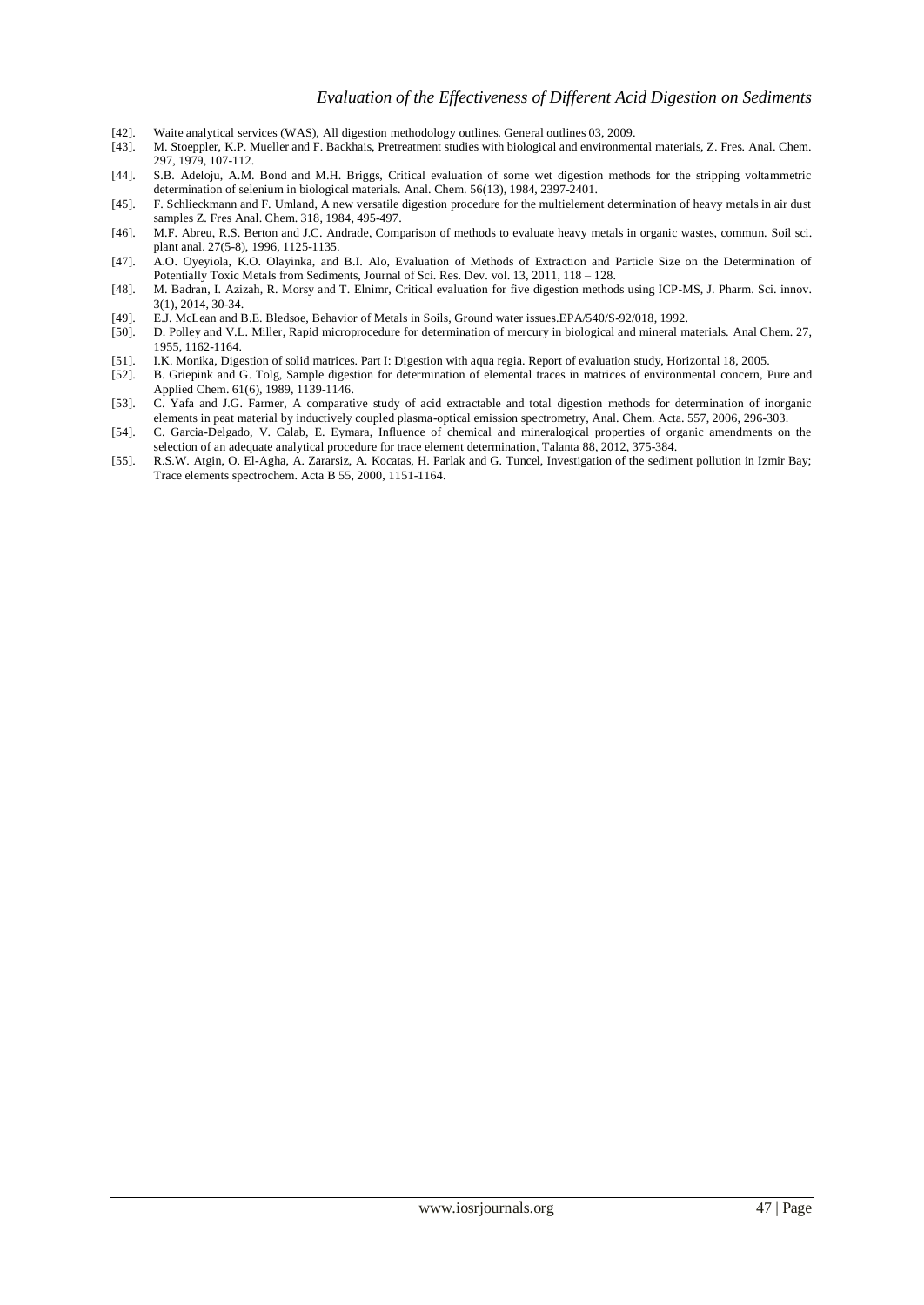[42]. Waite analytical services (WAS), All digestion methodology outlines. General outlines 03, 2009.

[43]. M. Stoeppler, K.P. Mueller and F. Backhais, Pretreatment studies with biological and environmental materials, Z. Fres. Anal. Chem. 297, 1979, 107-112.

[44]. S.B. Adeloju, A.M. Bond and M.H. Briggs, Critical evaluation of some wet digestion methods for the stripping voltammetric determination of selenium in biological materials. Anal. Chem. 56(13), 1984, 2397-2401.

[45]. F. Schlieckmann and F. Umland, A new versatile digestion procedure for the multielement determination of heavy metals in air dust samples Z. Fres Anal. Chem. 318, 1984, 495-497.

[46]. M.F. Abreu, R.S. Berton and J.C. Andrade, Comparison of methods to evaluate heavy metals in organic wastes, commun. Soil sci. plant anal. 27(5-8), 1996, 1125-1135.

[47]. A.O. Oyeyiola, K.O. Olayinka, and B.I. Alo, Evaluation of Methods of Extraction and Particle Size on the Determination of Potentially Toxic Metals from Sediments, Journal of Sci. Res. Dev. vol. 13, 2011, 118 – 128.

[48]. M. Badran, I. Azizah, R. Morsy and T. Elnimr, Critical evaluation for five digestion methods using ICP-MS, J. Pharm. Sci. innov. 3(1), 2014, 30-34.

[49]. E.J. McLean and B.E. Bledsoe, Behavior of Metals in Soils, Ground water issues.EPA/540/S-92/018, 1992.

[50]. D. Polley and V.L. Miller, Rapid microprocedure for determination of mercury in biological and mineral materials. Anal Chem. 27, 1955, 1162-1164.

[51]. I.K. Monika, Digestion of solid matrices. Part I: Digestion with aqua regia. Report of evaluation study, Horizontal 18, 2005.

[52]. B. Griepink and G. Tolg, Sample digestion for determination of elemental traces in matrices of environmental concern, Pure and Applied Chem. 61(6), 1989, 1139-1146.

[53]. C. Yafa and J.G. Farmer, A comparative study of acid extractable and total digestion methods for determination of inorganic elements in peat material by inductively coupled plasma-optical emission spectrometry, Anal. Chem. Acta. 557, 2006, 296-303.

[54]. C. Garcia-Delgado, V. Calab, E. Eymara, Influence of chemical and mineralogical properties of organic amendments on the selection of an adequate analytical procedure for trace element determination, Talanta 88, 2012, 375-384.

[55]. R.S.W. Atgin, O. El-Agha, A. Zararsiz, A. Kocatas, H. Parlak and G. Tuncel, Investigation of the sediment pollution in Izmir Bay; Trace elements spectrochem. Acta B 55, 2000, 1151-1164.